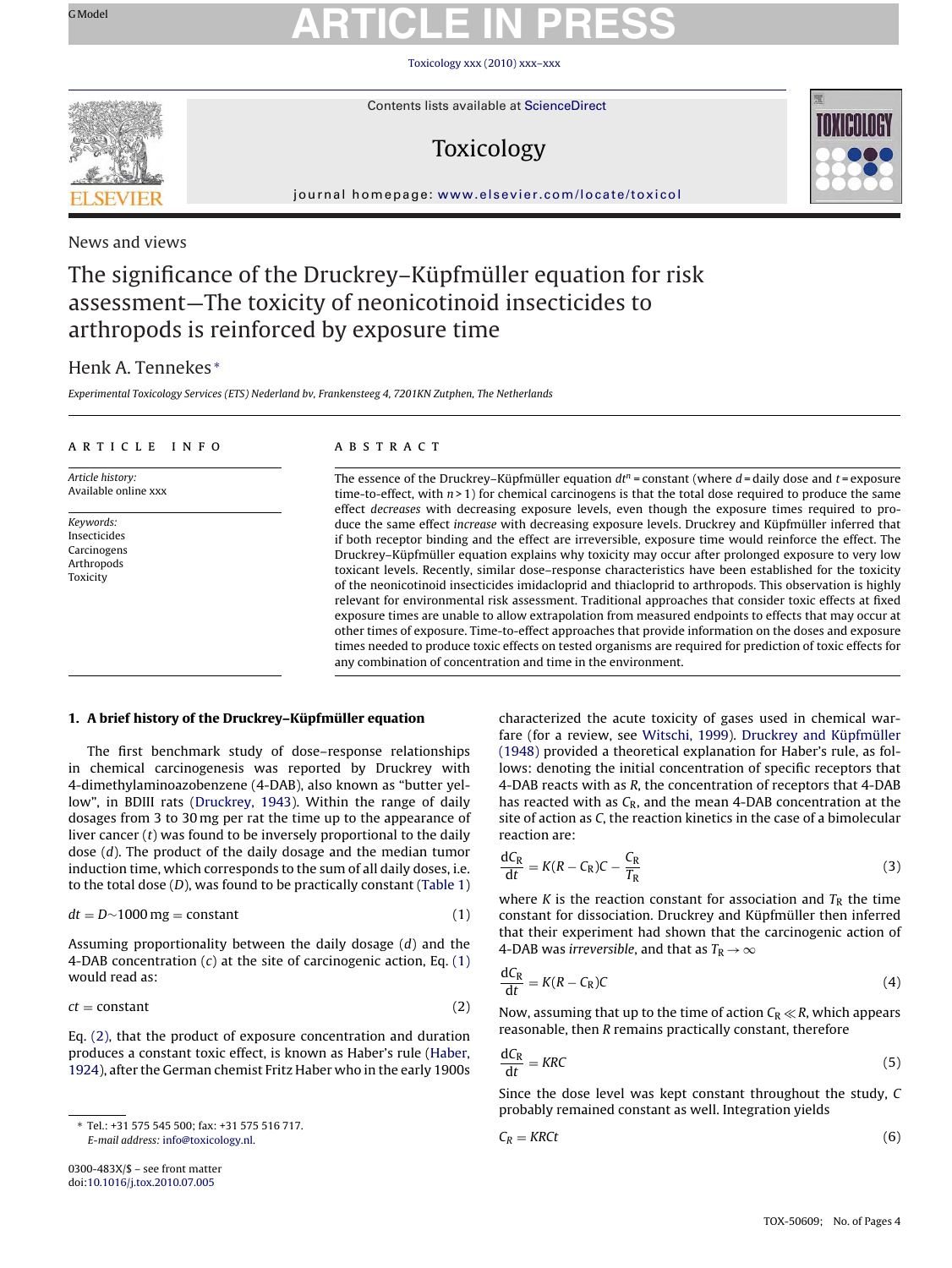News and views

# The significance of the Druckrey–Küpfmüller equation for risk assessment—The toxicity of neonicotinoid insecticides to arthropods is reinforced by exposure time

Henk A. Tennekes*

*Experimental Toxicology Services (ETS) Nederland bv, Frankensteeg 4, 7201KN Zutphen, The Netherlands*

**ARTICLE INFO**

*Article history:*
Available online xxx

*Keywords:*
Insecticides
Carcinogens
Arthropods
Toxicity

**ABSTRACT**

The essence of the Druckrey–Küpfmüller equation $dt^n$ = constant (where $d$ = daily dose and $t$ = exposure time-to-effect, with $n > 1$) for chemical carcinogens is that the total dose required to produce the same effect *decreases* with decreasing exposure levels, even though the exposure times required to produce the same effect *increase* with decreasing exposure levels. Druckrey and Küpfmüller inferred that if both receptor binding and the effect are irreversible, exposure time would reinforce the effect. The Druckrey–Küpfmüller equation explains why toxicity may occur after prolonged exposure to very low toxicant levels. Recently, similar dose–response characteristics have been established for the toxicity of the neonicotinoid insecticides imidacloprid and thiacloprid to arthropods. This observation is highly relevant for environmental risk assessment. Traditional approaches that consider toxic effects at fixed exposure times are unable to allow extrapolation from measured endpoints to effects that may occur at other times of exposure. Time-to-effect approaches that provide information on the doses and exposure times needed to produce toxic effects on tested organisms are required for prediction of toxic effects for any combination of concentration and time in the environment.

## 1. A brief history of the Druckrey–Küpfmüller equation

The first benchmark study of dose–response relationships in chemical carcinogenesis was reported by Druckrey with 4-dimethylaminoazobenzene (4-DAB), also known as "butter yellow", in BDIII rats (Druckrey, 1943). Within the range of daily dosages from 3 to 30 mg per rat the time up to the appearance of liver cancer ($t$) was found to be inversely proportional to the daily dose ($d$). The product of the daily dosage and the median tumor induction time, which corresponds to the sum of all daily doses, i.e. to the total dose ($D$), was found to be practically constant (Table 1)

$$dt = D \sim 1000\,\text{mg} = \text{constant} \tag{1}$$

Assuming proportionality between the daily dosage ($d$) and the 4-DAB concentration ($c$) at the site of carcinogenic action, Eq. (1) would read as:

$$ct = \text{constant} \tag{2}$$

Eq. (2), that the product of exposure concentration and duration produces a constant toxic effect, is known as Haber's rule (Haber, 1924), after the German chemist Fritz Haber who in the early 1900s characterized the acute toxicity of gases used in chemical warfare (for a review, see Witschi, 1999). Druckrey and Küpfmüller (1948) provided a theoretical explanation for Haber's rule, as follows: denoting the initial concentration of specific receptors that 4-DAB reacts with as $R$, the concentration of receptors that 4-DAB has reacted with as $C_R$, and the mean 4-DAB concentration at the site of action as $C$, the reaction kinetics in the case of a bimolecular reaction are:

$$\frac{dC_R}{dt} = K(R - C_R)C - \frac{C_R}{T_R} \tag{3}$$

where $K$ is the reaction constant for association and $T_R$ the time constant for dissociation. Druckrey and Küpfmüller then inferred that their experiment had shown that the carcinogenic action of 4-DAB was *irreversible*, and that as $T_R \to \infty$

$$\frac{dC_R}{dt} = K(R - C_R)C \tag{4}$$

Now, assuming that up to the time of action $C_R \ll R$, which appears reasonable, then $R$ remains practically constant, therefore

$$\frac{dC_R}{dt} = KRC \tag{5}$$

Since the dose level was kept constant throughout the study, $C$ probably remained constant as well. Integration yields

$$C_R = KRCt \tag{6}$$

\* Tel.: +31 575 545 500; fax: +31 575 516 717.
*E-mail address:* info@toxicology.nl.

0300-483X/$ – see front matter
doi:10.1016/j.tox.2010.07.005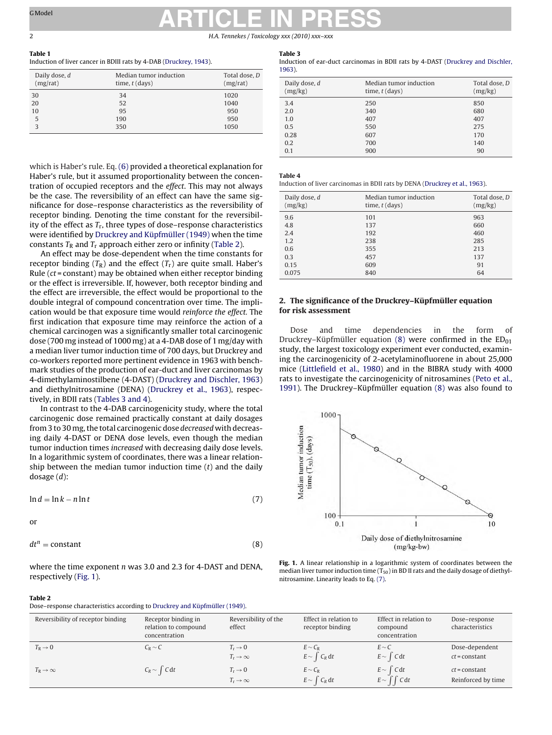**Table 1**
Induction of liver cancer in BDIII rats by 4-DAB (Druckrey, 1943).

| Daily dose, $d$ (mg/rat) | Median tumor induction time, $t$ (days) | Total dose, $D$ (mg/rat) |
|---|---|---|
| 30 | 34 | 1020 |
| 20 | 52 | 1040 |
| 10 | 95 | 950 |
| 5 | 190 | 950 |
| 3 | 350 | 1050 |

which is Haber's rule. Eq. (6) provided a theoretical explanation for Haber's rule, but it assumed proportionality between the concentration of occupied receptors and the *effect*. This may not always be the case. The reversibility of an effect can have the same significance for dose–response characteristics as the reversibility of receptor binding. Denoting the time constant for the reversibility of the effect as $T_r$, three types of dose–response characteristics were identified by Druckrey and Küpfmüller (1949) when the time constants $T_R$ and $T_r$ approach either zero or infinity (Table 2).

An effect may be dose-dependent when the time constants for receptor binding ($T_R$) and the effect ($T_r$) are quite small. Haber's Rule ($ct$ = constant) may be obtained when either receptor binding or the effect is irreversible. If, however, both receptor binding and the effect are irreversible, the effect would be proportional to the double integral of compound concentration over time. The implication would be that exposure time would *reinforce the effect*. The first indication that exposure time may reinforce the action of a chemical carcinogen was a significantly smaller total carcinogenic dose (700 mg instead of 1000 mg) at a 4-DAB dose of 1 mg/day with a median liver tumor induction time of 700 days, but Druckrey and co-workers reported more pertinent evidence in 1963 with benchmark studies of the production of ear-duct and liver carcinomas by 4-dimethylaminostilbene (4-DAST) (Druckrey and Dischler, 1963) and diethylnitrosamine (DENA) (Druckrey et al., 1963), respectively, in BDII rats (Tables 3 and 4).

In contrast to the 4-DAB carcinogenicity study, where the total carcinogenic dose remained practically constant at daily dosages from 3 to 30 mg, the total carcinogenic dose *decreased* with decreasing daily 4-DAST or DENA dose levels, even though the median tumor induction times *increased* with decreasing daily dose levels. In a logarithmic system of coordinates, there was a linear relationship between the median tumor induction time ($t$) and the daily dosage ($d$):

$$\ln d = \ln k - n \ln t \tag{7}$$

or

$$dt^n = \text{constant} \tag{8}$$

where the time exponent $n$ was 3.0 and 2.3 for 4-DAST and DENA, respectively (Fig. 1).

**Table 2**
Dose–response characteristics according to Druckrey and Küpfmüller (1949).

| Reversibility of receptor binding | Receptor binding in relation to compound concentration | Reversibility of the effect | Effect in relation to receptor binding | Effect in relation to compound concentration | Dose–response characteristics |
|---|---|---|---|---|---|
| $T_R \to 0$ | $C_R \sim C$ | $T_r \to 0$ | $E \sim C_R$ | $E \sim C$ | Dose-dependent |
| | | $T_r \to \infty$ | $E \sim \int C_R \, dt$ | $E \sim \int C \, dt$ | $ct$ = constant |
| $T_R \to \infty$ | $C_R \sim \int C \, dt$ | $T_r \to 0$ | $E \sim C_R$ | $E \sim \int C \, dt$ | $ct$ = constant |
| | | $T_r \to \infty$ | $E \sim \int C_R \, dt$ | $E \sim \iint C \, dt$ | Reinforced by time |

**Table 3**
Induction of ear-duct carcinomas in BDII rats by 4-DAST (Druckrey and Dischler, 1963).

| Daily dose, $d$ (mg/kg) | Median tumor induction time, $t$ (days) | Total dose, $D$ (mg/kg) |
|---|---|---|
| 3.4 | 250 | 850 |
| 2.0 | 340 | 680 |
| 1.0 | 407 | 407 |
| 0.5 | 550 | 275 |
| 0.28 | 607 | 170 |
| 0.2 | 700 | 140 |
| 0.1 | 900 | 90 |

**Table 4**
Induction of liver carcinomas in BDII rats by DENA (Druckrey et al., 1963).

| Daily dose, $d$ (mg/kg) | Median tumor induction time, $t$ (days) | Total dose, $D$ (mg/kg) |
|---|---|---|
| 9.6 | 101 | 963 |
| 4.8 | 137 | 660 |
| 2.4 | 192 | 460 |
| 1.2 | 238 | 285 |
| 0.6 | 355 | 213 |
| 0.3 | 457 | 137 |
| 0.15 | 609 | 91 |
| 0.075 | 840 | 64 |

## 2. The significance of the Druckrey–Küpfmüller equation for risk assessment

Dose and time dependencies in the form of Druckrey–Küpfmüller equation (8) were confirmed in the $ED_{01}$ study, the largest toxicology experiment ever conducted, examining the carcinogenicity of 2-acetylaminofluorene in about 25,000 mice (Littlefield et al., 1980) and in the BIBRA study with 4000 rats to investigate the carcinogenicity of nitrosamines (Peto et al., 1991). The Druckrey–Küpfmüller equation (8) was also found to

**Fig. 1.** A linear relationship in a logarithmic system of coordinates between the median liver tumor induction time ($T_{50}$) in BD II rats and the daily dosage of diethylnitrosamine. Linearity leads to Eq. (7).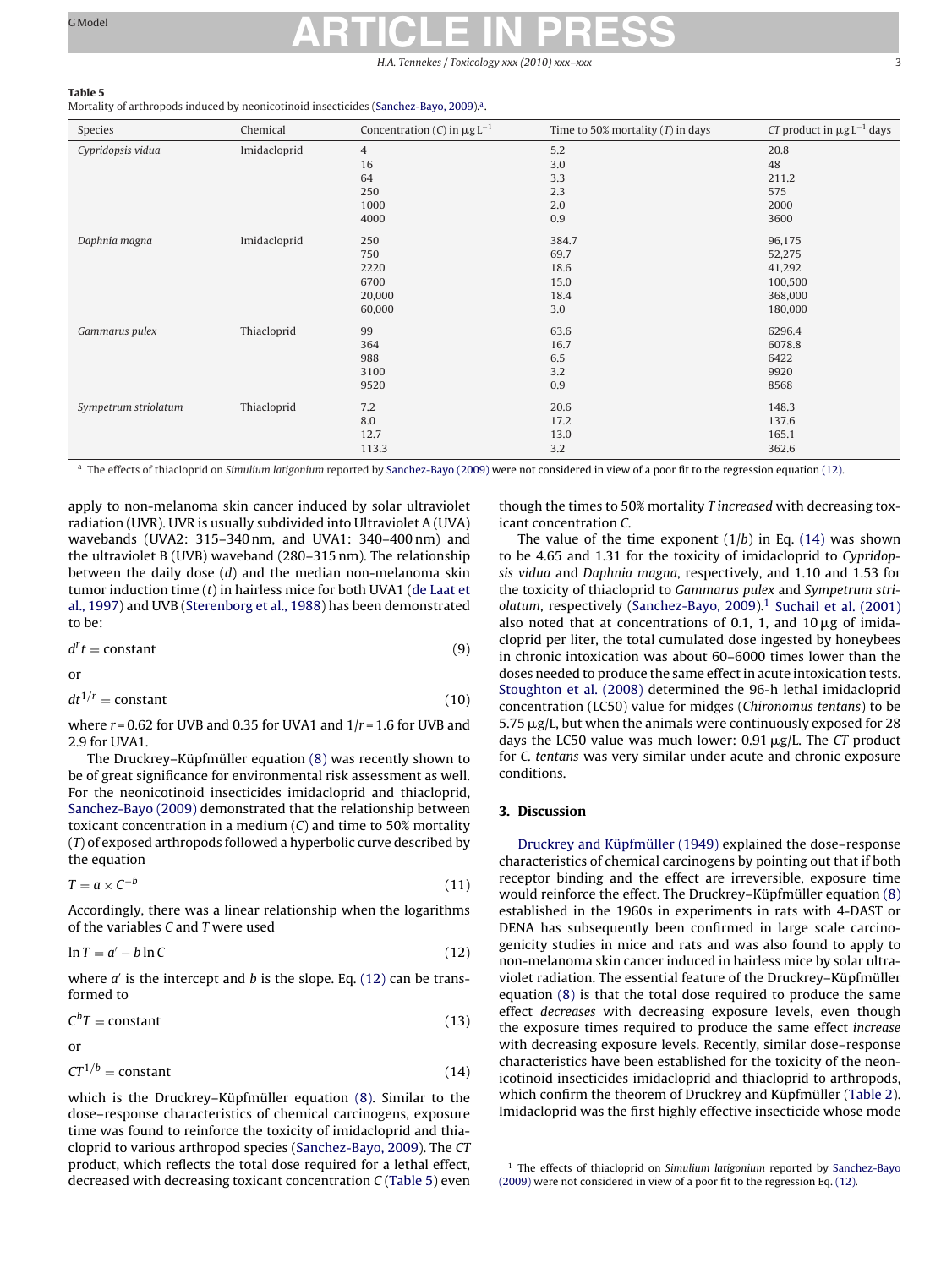**Table 5**
Mortality of arthropods induced by neonicotinoid insecticides (Sanchez-Bayo, 2009).[a]

| Species | Chemical | Concentration ($C$) in $\mu g\,L^{-1}$ | Time to 50% mortality ($T$) in days | $CT$ product in $\mu g\,L^{-1}$ days |
|---|---|---|---|---|
| *Cypridopsis vidua* | Imidacloprid | 4 | 5.2 | 20.8 |
| | | 16 | 3.0 | 48 |
| | | 64 | 3.3 | 211.2 |
| | | 250 | 2.3 | 575 |
| | | 1000 | 2.0 | 2000 |
| | | 4000 | 0.9 | 3600 |
| *Daphnia magna* | Imidacloprid | 250 | 384.7 | 96,175 |
| | | 750 | 69.7 | 52,275 |
| | | 2220 | 18.6 | 41,292 |
| | | 6700 | 15.0 | 100,500 |
| | | 20,000 | 18.4 | 368,000 |
| | | 60,000 | 3.0 | 180,000 |
| *Gammarus pulex* | Thiacloprid | 99 | 63.6 | 6296.4 |
| | | 364 | 16.7 | 6078.8 |
| | | 988 | 6.5 | 6422 |
| | | 3100 | 3.2 | 9920 |
| | | 9520 | 0.9 | 8568 |
| *Sympetrum striolatum* | Thiacloprid | 7.2 | 20.6 | 148.3 |
| | | 8.0 | 17.2 | 137.6 |
| | | 12.7 | 13.0 | 165.1 |
| | | 113.3 | 3.2 | 362.6 |

[a] The effects of thiacloprid on *Simulium latigonium* reported by Sanchez-Bayo (2009) were not considered in view of a poor fit to the regression equation (12).

apply to non-melanoma skin cancer induced by solar ultraviolet radiation (UVR). UVR is usually subdivided into Ultraviolet A (UVA) wavebands (UVA2: 315–340 nm, and UVA1: 340–400 nm) and the ultraviolet B (UVB) waveband (280–315 nm). The relationship between the daily dose ($d$) and the median non-melanoma skin tumor induction time ($t$) in hairless mice for both UVA1 (de Laat et al., 1997) and UVB (Sterenborg et al., 1988) has been demonstrated to be:

$$d^{r}t = \text{constant} \tag{9}$$

or

$$dt^{1/r} = \text{constant} \tag{10}$$

where $r = 0.62$ for UVB and 0.35 for UVA1 and $1/r = 1.6$ for UVB and 2.9 for UVA1.

The Druckrey–Küpfmüller equation (8) was recently shown to be of great significance for environmental risk assessment as well. For the neonicotinoid insecticides imidacloprid and thiacloprid, Sanchez-Bayo (2009) demonstrated that the relationship between toxicant concentration in a medium ($C$) and time to 50% mortality ($T$) of exposed arthropods followed a hyperbolic curve described by the equation

$$T = a \times C^{-b} \tag{11}$$

Accordingly, there was a linear relationship when the logarithms of the variables $C$ and $T$ were used

$$\ln T = a' - b \ln C \tag{12}$$

where $a'$ is the intercept and $b$ is the slope. Eq. (12) can be transformed to

$$C^{b}T = \text{constant} \tag{13}$$

or

$$CT^{1/b} = \text{constant} \tag{14}$$

which is the Druckrey–Küpfmüller equation (8). Similar to the dose–response characteristics of chemical carcinogens, exposure time was found to reinforce the toxicity of imidacloprid and thiacloprid to various arthropod species (Sanchez-Bayo, 2009). The $CT$ product, which reflects the total dose required for a lethal effect, decreased with decreasing toxicant concentration $C$ (Table 5) even though the times to 50% mortality $T$ *increased* with decreasing toxicant concentration $C$.

The value of the time exponent ($1/b$) in Eq. (14) was shown to be 4.65 and 1.31 for the toxicity of imidacloprid to *Cypridopsis vidua* and *Daphnia magna*, respectively, and 1.10 and 1.53 for the toxicity of thiacloprid to *Gammarus pulex* and *Sympetrum striolatum*, respectively (Sanchez-Bayo, 2009).[1] Suchail et al. (2001) also noted that at concentrations of 0.1, 1, and 10 μg of imidacloprid per liter, the total cumulated dose ingested by honeybees in chronic intoxication was about 60–6000 times lower than the doses needed to produce the same effect in acute intoxication tests. Stoughton et al. (2008) determined the 96-h lethal imidacloprid concentration (LC50) value for midges (*Chironomus tentans*) to be 5.75 μg/L, but when the animals were continuously exposed for 28 days the LC50 value was much lower: 0.91 μg/L. The $CT$ product for *C. tentans* was very similar under acute and chronic exposure conditions.

## 3. Discussion

Druckrey and Küpfmüller (1949) explained the dose–response characteristics of chemical carcinogens by pointing out that if both receptor binding and the effect are irreversible, exposure time would reinforce the effect. The Druckrey–Küpfmüller equation (8) established in the 1960s in experiments in rats with 4-DAST or DENA has subsequently been confirmed in large scale carcinogenicity studies in mice and rats and was also found to apply to non-melanoma skin cancer induced in hairless mice by solar ultraviolet radiation. The essential feature of the Druckrey–Küpfmüller equation (8) is that the total dose required to produce the same effect *decreases* with decreasing exposure levels, even though the exposure times required to produce the same effect *increase* with decreasing exposure levels. Recently, similar dose–response characteristics have been established for the toxicity of the neonicotinoid insecticides imidacloprid and thiacloprid to arthropods, which confirm the theorem of Druckrey and Küpfmüller (Table 2). Imidacloprid was the first highly effective insecticide whose mode

[1] The effects of thiacloprid on *Simulium latigonium* reported by Sanchez-Bayo (2009) were not considered in view of a poor fit to the regression Eq. (12).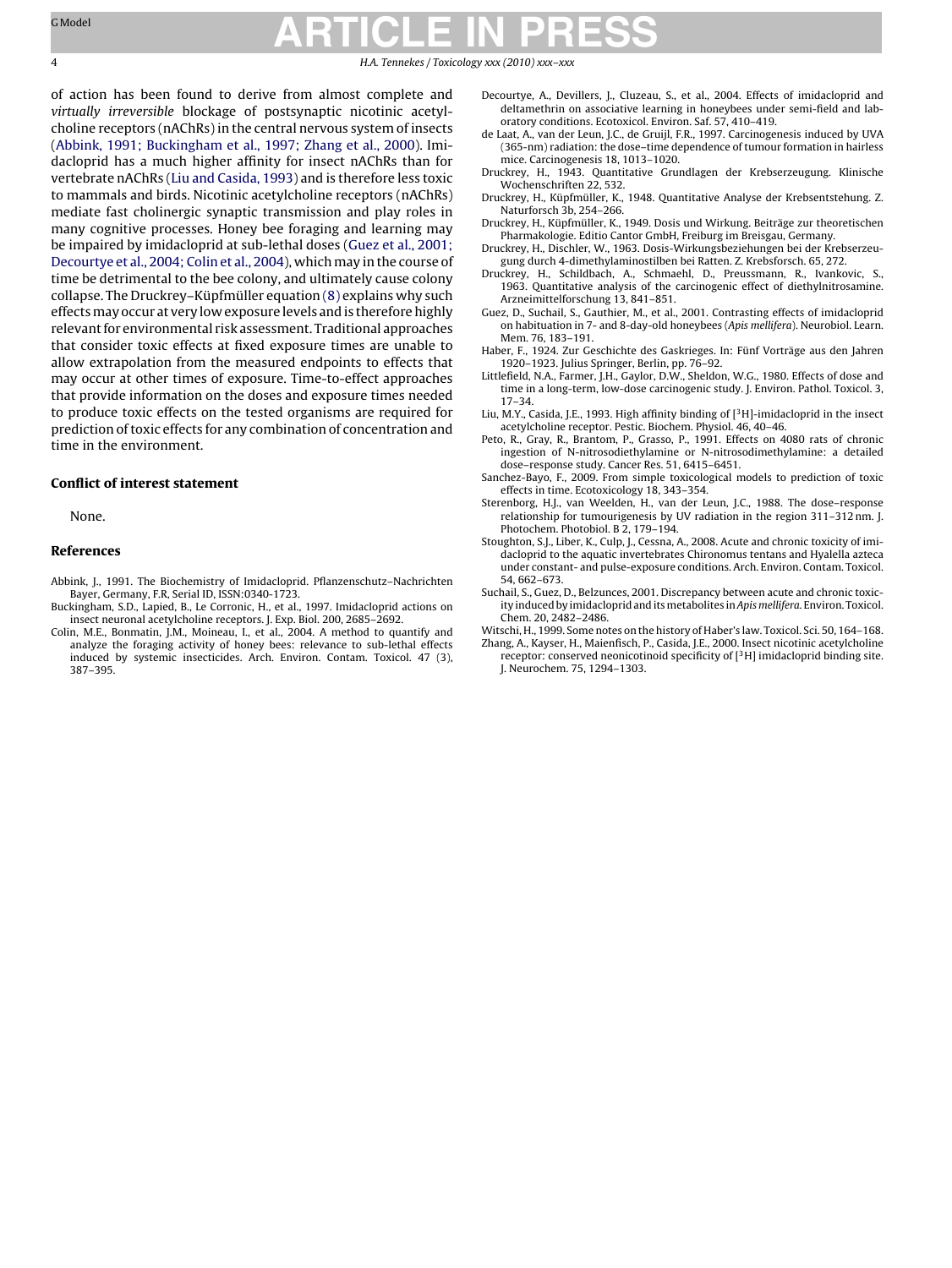of action has been found to derive from almost complete and *virtually irreversible* blockage of postsynaptic nicotinic acetylcholine receptors (nAChRs) in the central nervous system of insects (Abbink, 1991; Buckingham et al., 1997; Zhang et al., 2000). Imidacloprid has a much higher affinity for insect nAChRs than for vertebrate nAChRs (Liu and Casida, 1993) and is therefore less toxic to mammals and birds. Nicotinic acetylcholine receptors (nAChRs) mediate fast cholinergic synaptic transmission and play roles in many cognitive processes. Honey bee foraging and learning may be impaired by imidacloprid at sub-lethal doses (Guez et al., 2001; Decourtye et al., 2004; Colin et al., 2004), which may in the course of time be detrimental to the bee colony, and ultimately cause colony collapse. The Druckrey–Küpfmüller equation (8) explains why such effects may occur at very low exposure levels and is therefore highly relevant for environmental risk assessment. Traditional approaches that consider toxic effects at fixed exposure times are unable to allow extrapolation from the measured endpoints to effects that may occur at other times of exposure. Time-to-effect approaches that provide information on the doses and exposure times needed to produce toxic effects on the tested organisms are required for prediction of toxic effects for any combination of concentration and time in the environment.

### Conflict of interest statement

None.

### References

Abbink, J., 1991. The Biochemistry of Imidacloprid. Pflanzenschutz–Nachrichten Bayer, Germany, F.R, Serial ID, ISSN:0340-1723.

Buckingham, S.D., Lapied, B., Le Corronic, H., et al., 1997. Imidacloprid actions on insect neuronal acetylcholine receptors. J. Exp. Biol. 200, 2685–2692.

Colin, M.E., Bonmatin, J.M., Moineau, I., et al., 2004. A method to quantify and analyze the foraging activity of honey bees: relevance to sub-lethal effects induced by systemic insecticides. Arch. Environ. Contam. Toxicol. 47 (3), 387–395.

Decourtye, A., Devillers, J., Cluzeau, S., et al., 2004. Effects of imidacloprid and deltamethrin on associative learning in honeybees under semi-field and laboratory conditions. Ecotoxicol. Environ. Saf. 57, 410–419.

de Laat, A., van der Leun, J.C., de Gruijl, F.R., 1997. Carcinogenesis induced by UVA (365-nm) radiation: the dose–time dependence of tumour formation in hairless mice. Carcinogenesis 18, 1013–1020.

Druckrey, H., 1943. Quantitative Grundlagen der Krebserzeugung. Klinische Wochenschriften 22, 532.

Druckrey, H., Küpfmüller, K., 1948. Quantitative Analyse der Krebsentstehung. Z. Naturforsch 3b, 254–266.

Druckrey, H., Küpfmüller, K., 1949. Dosis und Wirkung. Beiträge zur theoretischen Pharmakologie. Editio Cantor GmbH, Freiburg im Breisgau, Germany.

Druckrey, H., Dischler, W., 1963. Dosis-Wirkungsbeziehungen bei der Krebserzeugung durch 4-dimethylaminostilben bei Ratten. Z. Krebsforsch. 65, 272.

Druckrey, H., Schildbach, A., Schmaehl, D., Preussmann, R., Ivankovic, S., 1963. Quantitative analysis of the carcinogenic effect of diethylnitrosamine. Arzneimittelforschung 13, 841–851.

Guez, D., Suchail, S., Gauthier, M., et al., 2001. Contrasting effects of imidacloprid on habituation in 7- and 8-day-old honeybees (*Apis mellifera*). Neurobiol. Learn. Mem. 76, 183–191.

Haber, F., 1924. Zur Geschichte des Gaskrieges. In: Fünf Vorträge aus den Jahren 1920–1923. Julius Springer, Berlin, pp. 76–92.

Littlefield, N.A., Farmer, J.H., Gaylor, D.W., Sheldon, W.G., 1980. Effects of dose and time in a long-term, low-dose carcinogenic study. J. Environ. Pathol. Toxicol. 3, 17–34.

Liu, M.Y., Casida, J.E., 1993. High affinity binding of [$^3$H]-imidacloprid in the insect acetylcholine receptor. Pestic. Biochem. Physiol. 46, 40–46.

Peto, R., Gray, R., Brantom, P., Grasso, P., 1991. Effects on 4080 rats of chronic ingestion of N-nitrosodiethylamine or N-nitrosodimethylamine: a detailed dose–response study. Cancer Res. 51, 6415–6451.

Sanchez-Bayo, F., 2009. From simple toxicological models to prediction of toxic effects in time. Ecotoxicology 18, 343–354.

Sterenborg, H.J., van Weelden, H., van der Leun, J.C., 1988. The dose–response relationship for tumourigenesis by UV radiation in the region 311–312 nm. J. Photochem. Photobiol. B 2, 179–194.

Stoughton, S.J., Liber, K., Culp, J., Cessna, A., 2008. Acute and chronic toxicity of imidacloprid to the aquatic invertebrates Chironomus tentans and Hyalella azteca under constant- and pulse-exposure conditions. Arch. Environ. Contam. Toxicol. 54, 662–673.

Suchail, S., Guez, D., Belzunces, 2001. Discrepancy between acute and chronic toxicity induced by imidacloprid and its metabolites in *Apis mellifera*. Environ. Toxicol. Chem. 20, 2482–2486.

Witschi, H., 1999. Some notes on the history of Haber's law. Toxicol. Sci. 50, 164–168.

Zhang, A., Kayser, H., Maienfisch, P., Casida, J.E., 2000. Insect nicotinic acetylcholine receptor: conserved neonicotinoid specificity of [$^3$H] imidacloprid binding site. J. Neurochem. 75, 1294–1303.